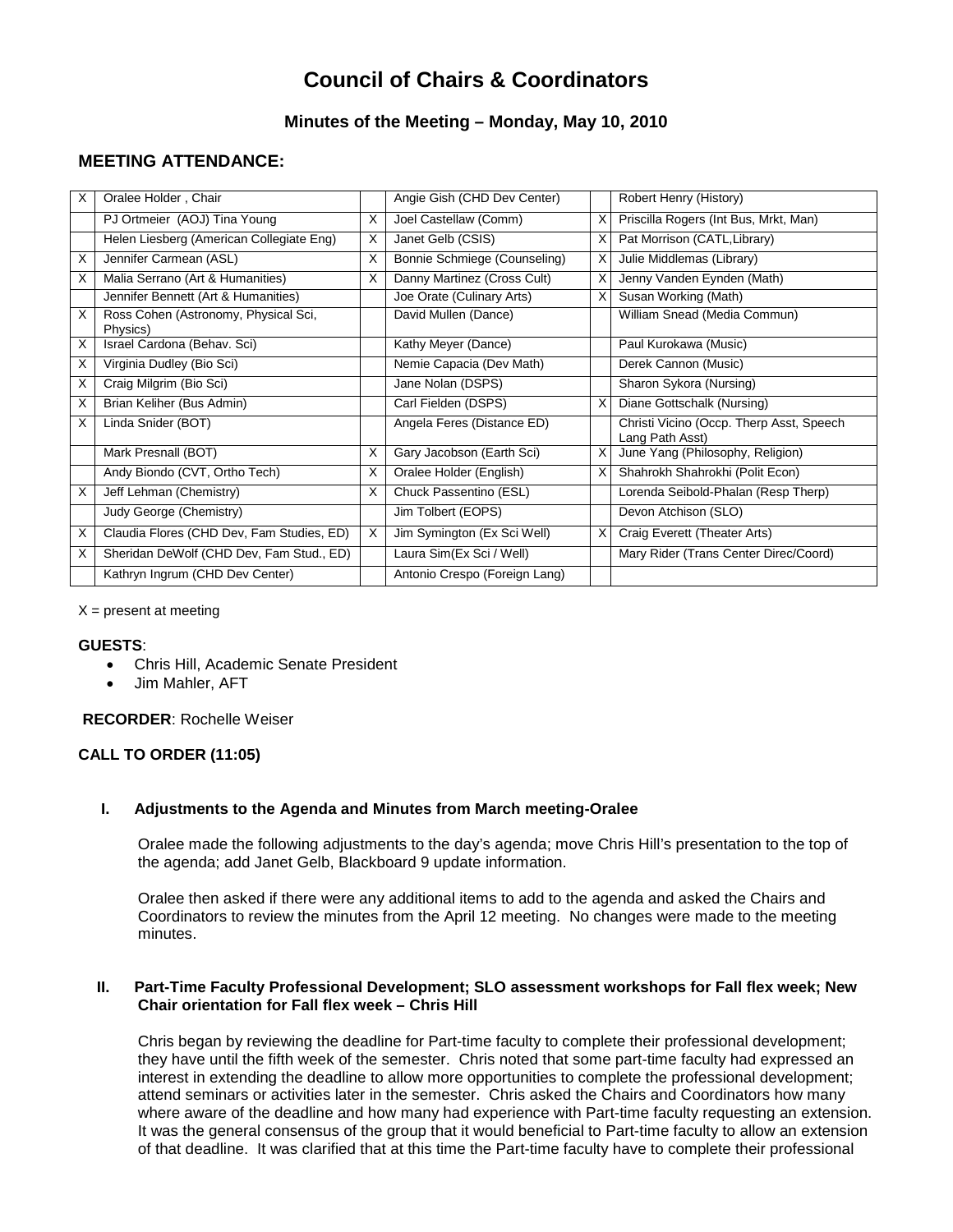# Council of Chairs & Coordinators

### Minutes of the Meeting – Monday, May 10, 2010

## MEETING ATTENDANCE:

| | | | | | |
|---|---|---|---|---|---|
| X | Oralee Holder , Chair | | Angie Gish (CHD Dev Center) | | Robert Henry (History) |
| | PJ Ortmeier (AOJ) Tina Young | X | Joel Castellaw (Comm) | X | Priscilla Rogers (Int Bus, Mrkt, Man) |
| | Helen Liesberg (American Collegiate Eng) | X | Janet Gelb (CSIS) | X | Pat Morrison (CATL,Library) |
| X | Jennifer Carmean (ASL) | X | Bonnie Schmiege (Counseling) | X | Julie Middlemas (Library) |
| X | Malia Serrano (Art & Humanities) | X | Danny Martinez (Cross Cult) | X | Jenny Vanden Eynden (Math) |
| | Jennifer Bennett (Art & Humanities) | | Joe Orate (Culinary Arts) | X | Susan Working (Math) |
| X | Ross Cohen (Astronomy, Physical Sci, Physics) | | David Mullen (Dance) | | William Snead (Media Commun) |
| X | Israel Cardona (Behav. Sci) | | Kathy Meyer (Dance) | | Paul Kurokawa (Music) |
| X | Virginia Dudley (Bio Sci) | | Nemie Capacia (Dev Math) | | Derek Cannon (Music) |
| X | Craig Milgrim (Bio Sci) | | Jane Nolan (DSPS) | | Sharon Sykora (Nursing) |
| X | Brian Keliher (Bus Admin) | | Carl Fielden (DSPS) | X | Diane Gottschalk (Nursing) |
| X | Linda Snider (BOT) | | Angela Feres (Distance ED) | | Christi Vicino (Occp. Therp Asst, Speech Lang Path Asst) |
| | Mark Presnall (BOT) | X | Gary Jacobson (Earth Sci) | X | June Yang (Philosophy, Religion) |
| | Andy Biondo (CVT, Ortho Tech) | X | Oralee Holder (English) | X | Shahrokh Shahrokhi (Polit Econ) |
| X | Jeff Lehman (Chemistry) | X | Chuck Passentino (ESL) | | Lorenda Seibold-Phalan (Resp Therp) |
| | Judy George (Chemistry) | | Jim Tolbert (EOPS) | | Devon Atchison (SLO) |
| X | Claudia Flores (CHD Dev, Fam Studies, ED) | X | Jim Symington (Ex Sci Well) | X | Craig Everett (Theater Arts) |
| X | Sheridan DeWolf (CHD Dev, Fam Stud., ED) | | Laura Sim(Ex Sci / Well) | | Mary Rider (Trans Center Direc/Coord) |
| | Kathryn Ingrum (CHD Dev Center) | | Antonio Crespo (Foreign Lang) | | |

X = present at meeting

**GUESTS**:

- Chris Hill, Academic Senate President
- Jim Mahler, AFT

**RECORDER**: Rochelle Weiser

**CALL TO ORDER (11:05)**

**I. Adjustments to the Agenda and Minutes from March meeting-Oralee**

Oralee made the following adjustments to the day's agenda; move Chris Hill's presentation to the top of the agenda; add Janet Gelb, Blackboard 9 update information.

Oralee then asked if there were any additional items to add to the agenda and asked the Chairs and Coordinators to review the minutes from the April 12 meeting. No changes were made to the meeting minutes.

**II. Part-Time Faculty Professional Development; SLO assessment workshops for Fall flex week; New Chair orientation for Fall flex week – Chris Hill**

Chris began by reviewing the deadline for Part-time faculty to complete their professional development; they have until the fifth week of the semester. Chris noted that some part-time faculty had expressed an interest in extending the deadline to allow more opportunities to complete the professional development; attend seminars or activities later in the semester. Chris asked the Chairs and Coordinators how many where aware of the deadline and how many had experience with Part-time faculty requesting an extension. It was the general consensus of the group that it would beneficial to Part-time faculty to allow an extension of that deadline. It was clarified that at this time the Part-time faculty have to complete their professional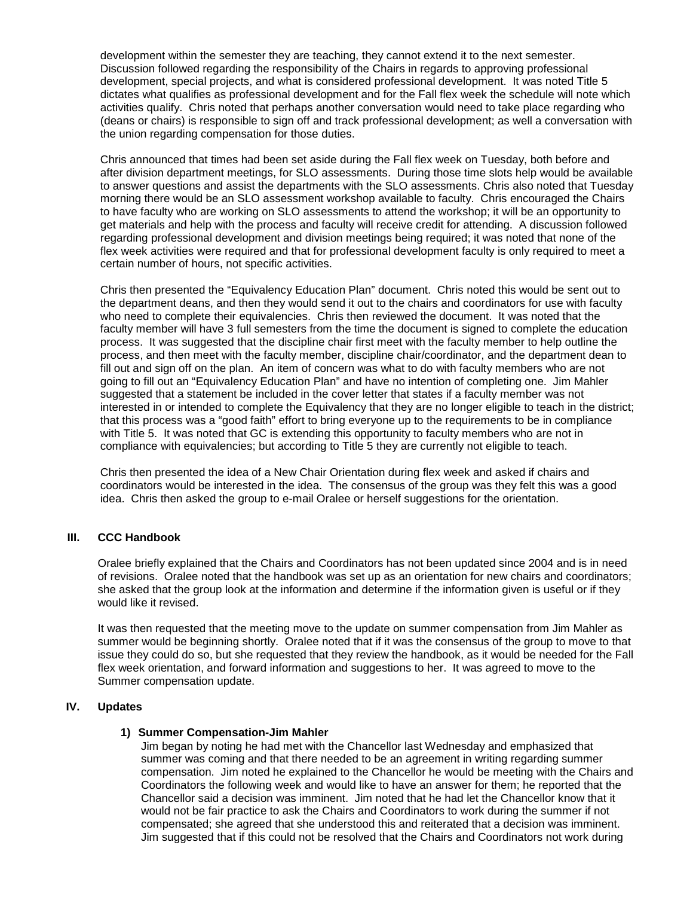development within the semester they are teaching, they cannot extend it to the next semester. Discussion followed regarding the responsibility of the Chairs in regards to approving professional development, special projects, and what is considered professional development. It was noted Title 5 dictates what qualifies as professional development and for the Fall flex week the schedule will note which activities qualify. Chris noted that perhaps another conversation would need to take place regarding who (deans or chairs) is responsible to sign off and track professional development; as well a conversation with the union regarding compensation for those duties.

Chris announced that times had been set aside during the Fall flex week on Tuesday, both before and after division department meetings, for SLO assessments. During those time slots help would be available to answer questions and assist the departments with the SLO assessments. Chris also noted that Tuesday morning there would be an SLO assessment workshop available to faculty. Chris encouraged the Chairs to have faculty who are working on SLO assessments to attend the workshop; it will be an opportunity to get materials and help with the process and faculty will receive credit for attending. A discussion followed regarding professional development and division meetings being required; it was noted that none of the flex week activities were required and that for professional development faculty is only required to meet a certain number of hours, not specific activities.

Chris then presented the "Equivalency Education Plan" document. Chris noted this would be sent out to the department deans, and then they would send it out to the chairs and coordinators for use with faculty who need to complete their equivalencies. Chris then reviewed the document. It was noted that the faculty member will have 3 full semesters from the time the document is signed to complete the education process. It was suggested that the discipline chair first meet with the faculty member to help outline the process, and then meet with the faculty member, discipline chair/coordinator, and the department dean to fill out and sign off on the plan. An item of concern was what to do with faculty members who are not going to fill out an "Equivalency Education Plan" and have no intention of completing one. Jim Mahler suggested that a statement be included in the cover letter that states if a faculty member was not interested in or intended to complete the Equivalency that they are no longer eligible to teach in the district; that this process was a "good faith" effort to bring everyone up to the requirements to be in compliance with Title 5. It was noted that GC is extending this opportunity to faculty members who are not in compliance with equivalencies; but according to Title 5 they are currently not eligible to teach.

Chris then presented the idea of a New Chair Orientation during flex week and asked if chairs and coordinators would be interested in the idea. The consensus of the group was they felt this was a good idea. Chris then asked the group to e-mail Oralee or herself suggestions for the orientation.

## III. CCC Handbook

Oralee briefly explained that the Chairs and Coordinators has not been updated since 2004 and is in need of revisions. Oralee noted that the handbook was set up as an orientation for new chairs and coordinators; she asked that the group look at the information and determine if the information given is useful or if they would like it revised.

It was then requested that the meeting move to the update on summer compensation from Jim Mahler as summer would be beginning shortly. Oralee noted that if it was the consensus of the group to move to that issue they could do so, but she requested that they review the handbook, as it would be needed for the Fall flex week orientation, and forward information and suggestions to her. It was agreed to move to the Summer compensation update.

## IV. Updates

### 1) Summer Compensation-Jim Mahler

Jim began by noting he had met with the Chancellor last Wednesday and emphasized that summer was coming and that there needed to be an agreement in writing regarding summer compensation. Jim noted he explained to the Chancellor he would be meeting with the Chairs and Coordinators the following week and would like to have an answer for them; he reported that the Chancellor said a decision was imminent. Jim noted that he had let the Chancellor know that it would not be fair practice to ask the Chairs and Coordinators to work during the summer if not compensated; she agreed that she understood this and reiterated that a decision was imminent. Jim suggested that if this could not be resolved that the Chairs and Coordinators not work during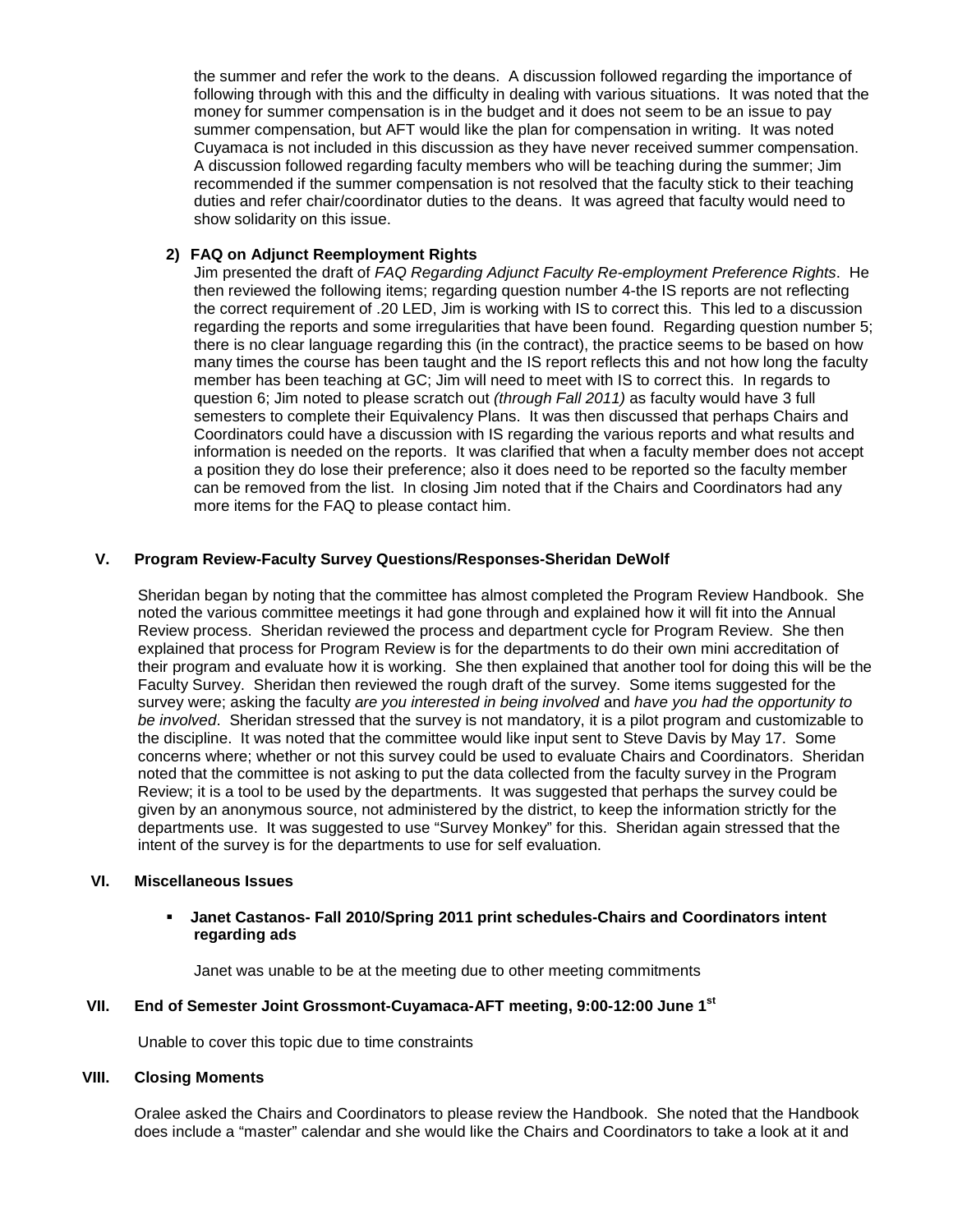the summer and refer the work to the deans. A discussion followed regarding the importance of following through with this and the difficulty in dealing with various situations. It was noted that the money for summer compensation is in the budget and it does not seem to be an issue to pay summer compensation, but AFT would like the plan for compensation in writing. It was noted Cuyamaca is not included in this discussion as they have never received summer compensation. A discussion followed regarding faculty members who will be teaching during the summer; Jim recommended if the summer compensation is not resolved that the faculty stick to their teaching duties and refer chair/coordinator duties to the deans. It was agreed that faculty would need to show solidarity on this issue.

**2) FAQ on Adjunct Reemployment Rights**

Jim presented the draft of *FAQ Regarding Adjunct Faculty Re-employment Preference Rights*. He then reviewed the following items; regarding question number 4-the IS reports are not reflecting the correct requirement of .20 LED, Jim is working with IS to correct this. This led to a discussion regarding the reports and some irregularities that have been found. Regarding question number 5; there is no clear language regarding this (in the contract), the practice seems to be based on how many times the course has been taught and the IS report reflects this and not how long the faculty member has been teaching at GC; Jim will need to meet with IS to correct this. In regards to question 6; Jim noted to please scratch out *(through Fall 2011)* as faculty would have 3 full semesters to complete their Equivalency Plans. It was then discussed that perhaps Chairs and Coordinators could have a discussion with IS regarding the various reports and what results and information is needed on the reports. It was clarified that when a faculty member does not accept a position they do lose their preference; also it does need to be reported so the faculty member can be removed from the list. In closing Jim noted that if the Chairs and Coordinators had any more items for the FAQ to please contact him.

## V. Program Review-Faculty Survey Questions/Responses-Sheridan DeWolf

Sheridan began by noting that the committee has almost completed the Program Review Handbook. She noted the various committee meetings it had gone through and explained how it will fit into the Annual Review process. Sheridan reviewed the process and department cycle for Program Review. She then explained that process for Program Review is for the departments to do their own mini accreditation of their program and evaluate how it is working. She then explained that another tool for doing this will be the Faculty Survey. Sheridan then reviewed the rough draft of the survey. Some items suggested for the survey were; asking the faculty *are you interested in being involved* and *have you had the opportunity to be involved*. Sheridan stressed that the survey is not mandatory, it is a pilot program and customizable to the discipline. It was noted that the committee would like input sent to Steve Davis by May 17. Some concerns where; whether or not this survey could be used to evaluate Chairs and Coordinators. Sheridan noted that the committee is not asking to put the data collected from the faculty survey in the Program Review; it is a tool to be used by the departments. It was suggested that perhaps the survey could be given by an anonymous source, not administered by the district, to keep the information strictly for the departments use. It was suggested to use "Survey Monkey" for this. Sheridan again stressed that the intent of the survey is for the departments to use for self evaluation.

## VI. Miscellaneous Issues

- **Janet Castanos- Fall 2010/Spring 2011 print schedules-Chairs and Coordinators intent regarding ads**

  Janet was unable to be at the meeting due to other meeting commitments

## VII. End of Semester Joint Grossmont-Cuyamaca-AFT meeting, 9:00-12:00 June 1st

Unable to cover this topic due to time constraints

## VIII. Closing Moments

Oralee asked the Chairs and Coordinators to please review the Handbook. She noted that the Handbook does include a "master" calendar and she would like the Chairs and Coordinators to take a look at it and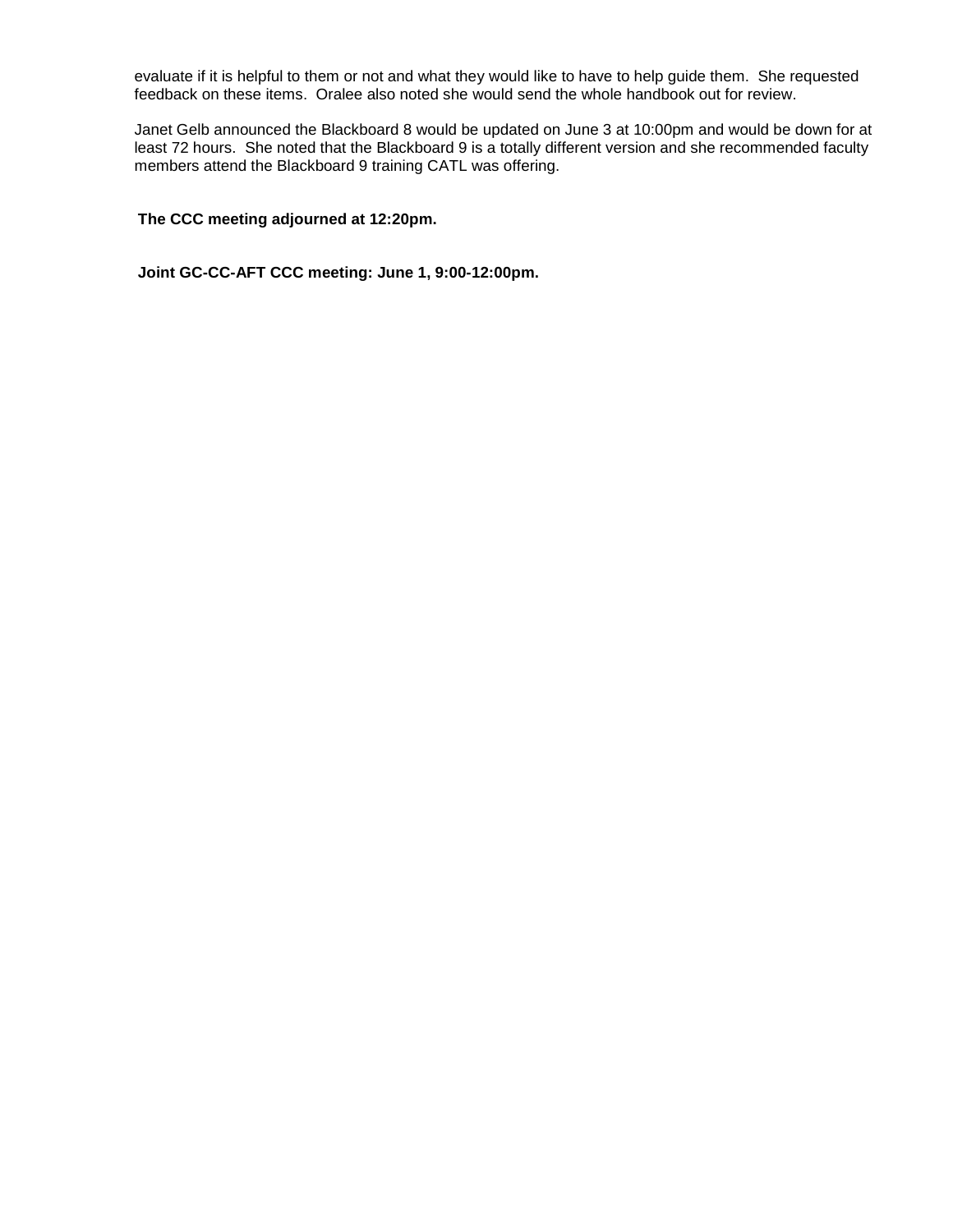evaluate if it is helpful to them or not and what they would like to have to help guide them. She requested feedback on these items. Oralee also noted she would send the whole handbook out for review.

Janet Gelb announced the Blackboard 8 would be updated on June 3 at 10:00pm and would be down for at least 72 hours. She noted that the Blackboard 9 is a totally different version and she recommended faculty members attend the Blackboard 9 training CATL was offering.

**The CCC meeting adjourned at 12:20pm.**

**Joint GC-CC-AFT CCC meeting: June 1, 9:00-12:00pm.**